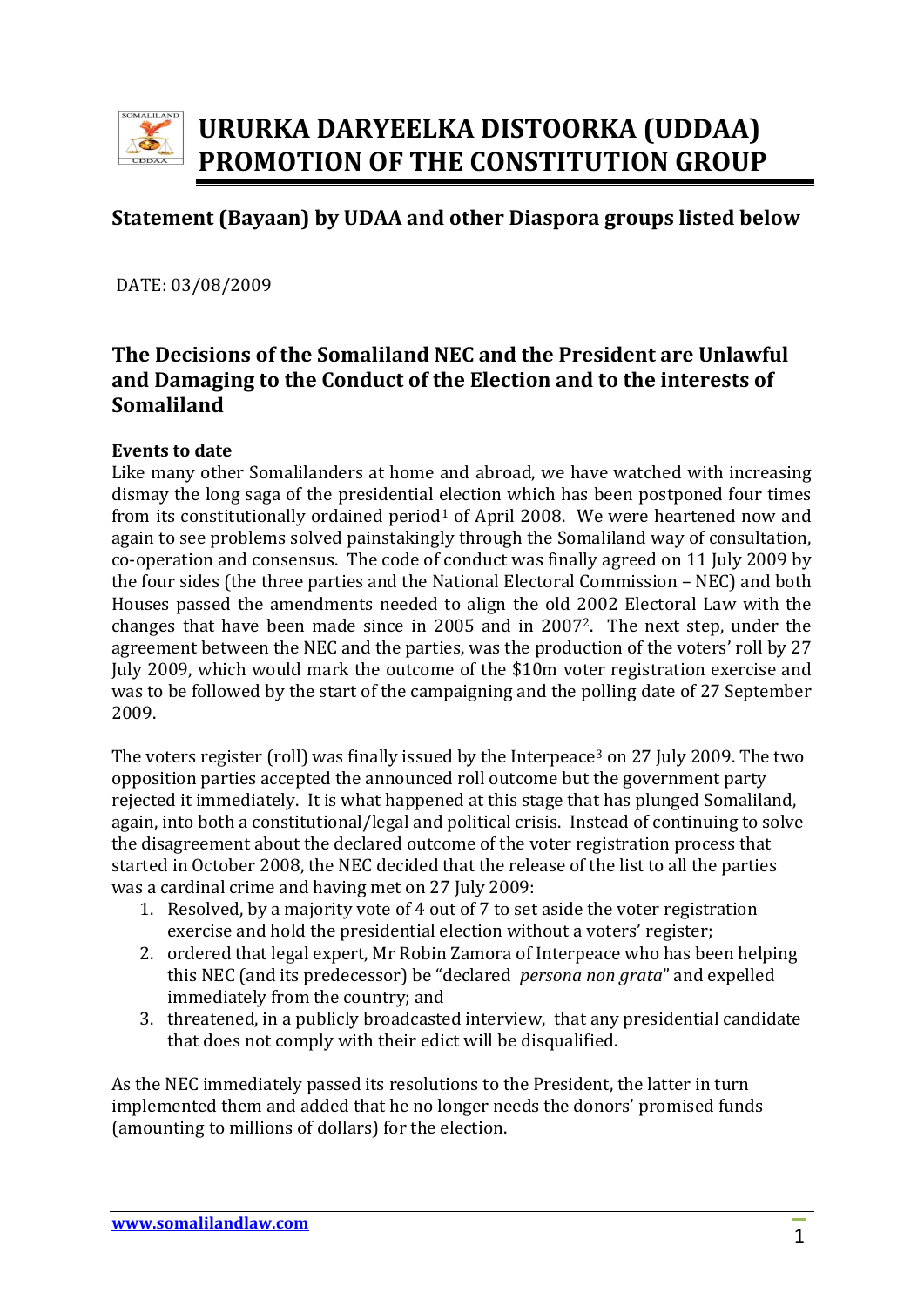# URURKA DARYEELKA DISTOORKA (UDDAA) PROMOTION OF THE CONSTITUTION GROUP

## Statement (Bayaan) by UDAA and other Diaspora groups listed below

DATE: 03/08/2009

## The Decisions of the Somaliland NEC and the President are Unlawful and Damaging to the Conduct of the Election and to the interests of Somaliland

### Events to date

Like many other Somalilanders at home and abroad, we have watched with increasing dismay the long saga of the presidential election which has been postponed four times from its constitutionally ordained period[1] of April 2008. We were heartened now and again to see problems solved painstakingly through the Somaliland way of consultation, co-operation and consensus. The code of conduct was finally agreed on 11 July 2009 by the four sides (the three parties and the National Electoral Commission – NEC) and both Houses passed the amendments needed to align the old 2002 Electoral Law with the changes that have been made since in 2005 and in 2007[2]. The next step, under the agreement between the NEC and the parties, was the production of the voters' roll by 27 July 2009, which would mark the outcome of the $10m voter registration exercise and was to be followed by the start of the campaigning and the polling date of 27 September 2009.

The voters register (roll) was finally issued by the Interpeace[3] on 27 July 2009. The two opposition parties accepted the announced roll outcome but the government party rejected it immediately. It is what happened at this stage that has plunged Somaliland, again, into both a constitutional/legal and political crisis. Instead of continuing to solve the disagreement about the declared outcome of the voter registration process that started in October 2008, the NEC decided that the release of the list to all the parties was a cardinal crime and having met on 27 July 2009:

1. Resolved, by a majority vote of 4 out of 7 to set aside the voter registration exercise and hold the presidential election without a voters' register;
2. ordered that legal expert, Mr Robin Zamora of Interpeace who has been helping this NEC (and its predecessor) be "declared *persona non grata*" and expelled immediately from the country; and
3. threatened, in a publicly broadcasted interview, that any presidential candidate that does not comply with their edict will be disqualified.

As the NEC immediately passed its resolutions to the President, the latter in turn implemented them and added that he no longer needs the donors' promised funds (amounting to millions of dollars) for the election.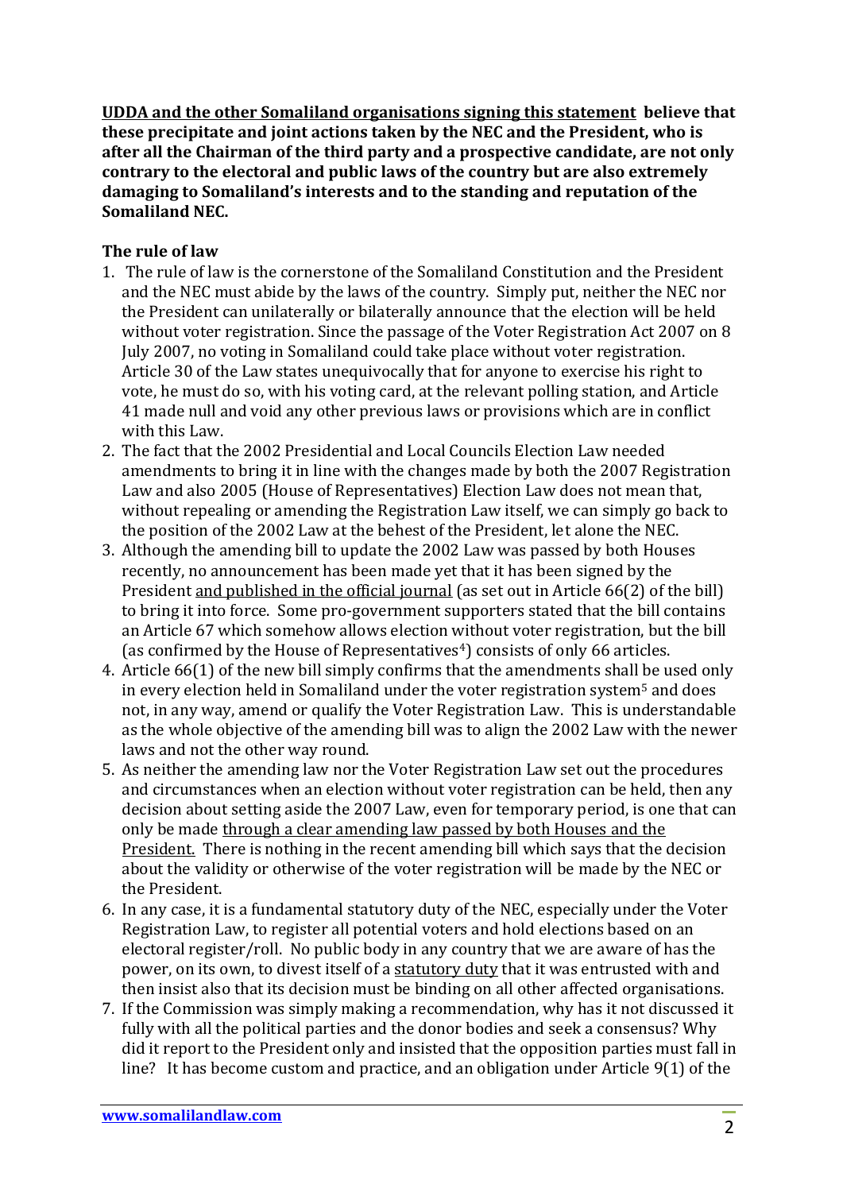**<u>UDDA and the other Somaliland organisations signing this statement</u> believe that these precipitate and joint actions taken by the NEC and the President, who is after all the Chairman of the third party and a prospective candidate, are not only contrary to the electoral and public laws of the country but are also extremely damaging to Somaliland's interests and to the standing and reputation of the Somaliland NEC.**

**The rule of law**

1. The rule of law is the cornerstone of the Somaliland Constitution and the President and the NEC must abide by the laws of the country. Simply put, neither the NEC nor the President can unilaterally or bilaterally announce that the election will be held without voter registration. Since the passage of the Voter Registration Act 2007 on 8 July 2007, no voting in Somaliland could take place without voter registration. Article 30 of the Law states unequivocally that for anyone to exercise his right to vote, he must do so, with his voting card, at the relevant polling station, and Article 41 made null and void any other previous laws or provisions which are in conflict with this Law.
2. The fact that the 2002 Presidential and Local Councils Election Law needed amendments to bring it in line with the changes made by both the 2007 Registration Law and also 2005 (House of Representatives) Election Law does not mean that, without repealing or amending the Registration Law itself, we can simply go back to the position of the 2002 Law at the behest of the President, let alone the NEC.
3. Although the amending bill to update the 2002 Law was passed by both Houses recently, no announcement has been made yet that it has been signed by the President <u>and published in the official journal</u> (as set out in Article 66(2) of the bill) to bring it into force. Some pro-government supporters stated that the bill contains an Article 67 which somehow allows election without voter registration, but the bill (as confirmed by the House of Representatives[4]) consists of only 66 articles.
4. Article 66(1) of the new bill simply confirms that the amendments shall be used only in every election held in Somaliland under the voter registration system[5] and does not, in any way, amend or qualify the Voter Registration Law. This is understandable as the whole objective of the amending bill was to align the 2002 Law with the newer laws and not the other way round.
5. As neither the amending law nor the Voter Registration Law set out the procedures and circumstances when an election without voter registration can be held, then any decision about setting aside the 2007 Law, even for temporary period, is one that can only be made <u>through a clear amending law passed by both Houses and the President.</u> There is nothing in the recent amending bill which says that the decision about the validity or otherwise of the voter registration will be made by the NEC or the President.
6. In any case, it is a fundamental statutory duty of the NEC, especially under the Voter Registration Law, to register all potential voters and hold elections based on an electoral register/roll. No public body in any country that we are aware of has the power, on its own, to divest itself of a <u>statutory duty</u> that it was entrusted with and then insist also that its decision must be binding on all other affected organisations.
7. If the Commission was simply making a recommendation, why has it not discussed it fully with all the political parties and the donor bodies and seek a consensus? Why did it report to the President only and insisted that the opposition parties must fall in line? It has become custom and practice, and an obligation under Article 9(1) of the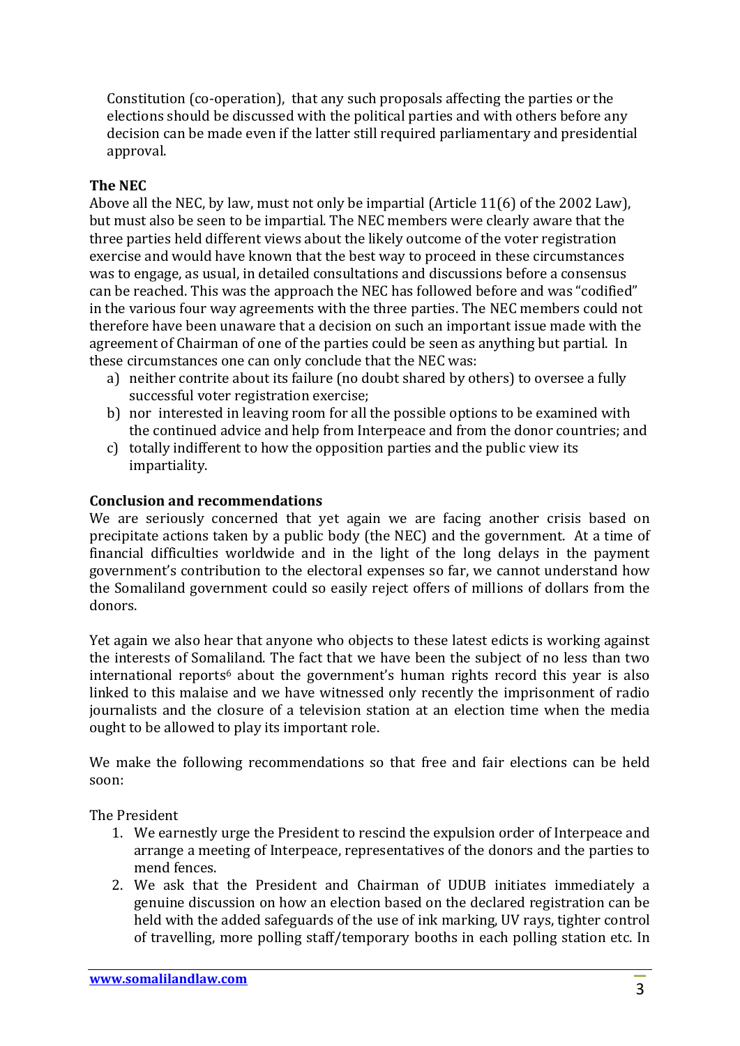Constitution (co-operation), that any such proposals affecting the parties or the elections should be discussed with the political parties and with others before any decision can be made even if the latter still required parliamentary and presidential approval.

**The NEC**

Above all the NEC, by law, must not only be impartial (Article 11(6) of the 2002 Law), but must also be seen to be impartial. The NEC members were clearly aware that the three parties held different views about the likely outcome of the voter registration exercise and would have known that the best way to proceed in these circumstances was to engage, as usual, in detailed consultations and discussions before a consensus can be reached. This was the approach the NEC has followed before and was "codified" in the various four way agreements with the three parties. The NEC members could not therefore have been unaware that a decision on such an important issue made with the agreement of Chairman of one of the parties could be seen as anything but partial. In these circumstances one can only conclude that the NEC was:

a) neither contrite about its failure (no doubt shared by others) to oversee a fully successful voter registration exercise;
b) nor interested in leaving room for all the possible options to be examined with the continued advice and help from Interpeace and from the donor countries; and
c) totally indifferent to how the opposition parties and the public view its impartiality.

**Conclusion and recommendations**

We are seriously concerned that yet again we are facing another crisis based on precipitate actions taken by a public body (the NEC) and the government. At a time of financial difficulties worldwide and in the light of the long delays in the payment government's contribution to the electoral expenses so far, we cannot understand how the Somaliland government could so easily reject offers of millions of dollars from the donors.

Yet again we also hear that anyone who objects to these latest edicts is working against the interests of Somaliland. The fact that we have been the subject of no less than two international reports[6] about the government's human rights record this year is also linked to this malaise and we have witnessed only recently the imprisonment of radio journalists and the closure of a television station at an election time when the media ought to be allowed to play its important role.

We make the following recommendations so that free and fair elections can be held soon:

The President

1. We earnestly urge the President to rescind the expulsion order of Interpeace and arrange a meeting of Interpeace, representatives of the donors and the parties to mend fences.
2. We ask that the President and Chairman of UDUB initiates immediately a genuine discussion on how an election based on the declared registration can be held with the added safeguards of the use of ink marking, UV rays, tighter control of travelling, more polling staff/temporary booths in each polling station etc. In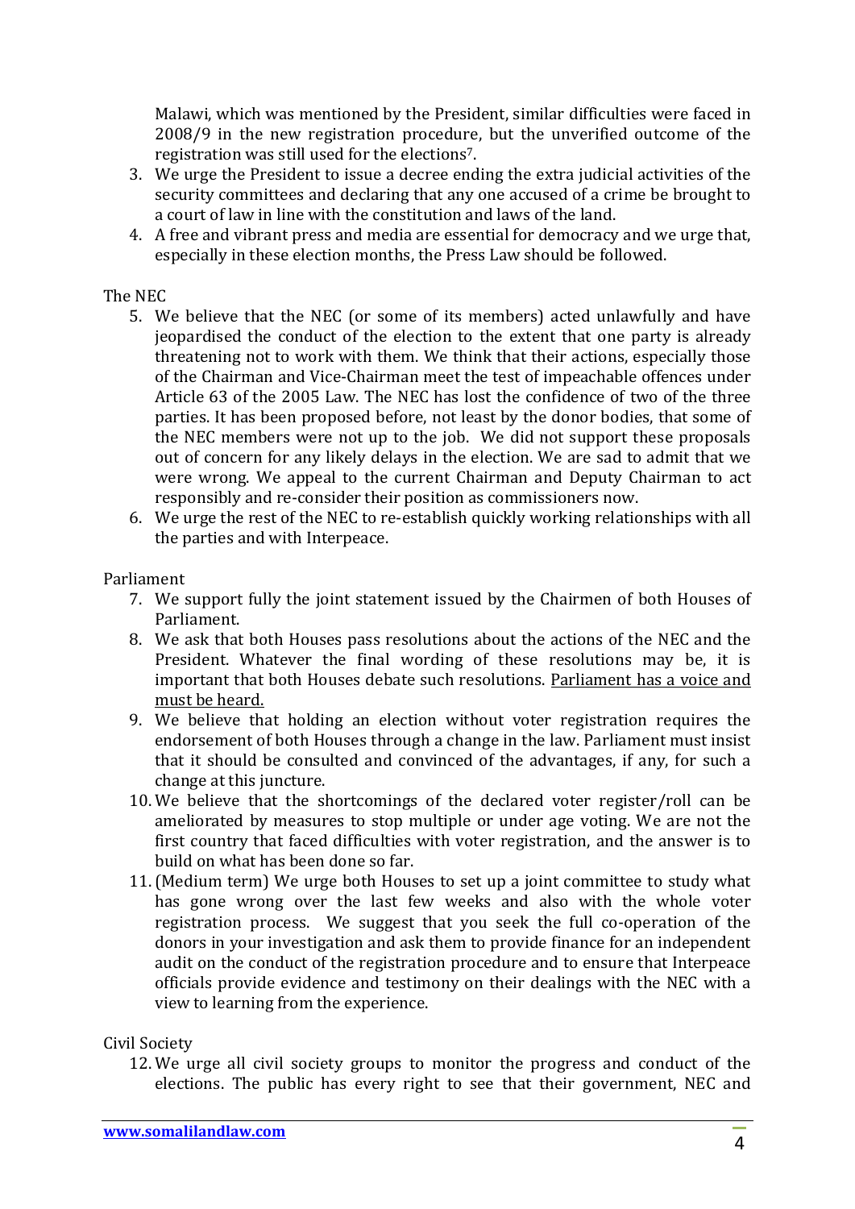Malawi, which was mentioned by the President, similar difficulties were faced in 2008/9 in the new registration procedure, but the unverified outcome of the registration was still used for the elections[7].

3. We urge the President to issue a decree ending the extra judicial activities of the security committees and declaring that any one accused of a crime be brought to a court of law in line with the constitution and laws of the land.
4. A free and vibrant press and media are essential for democracy and we urge that, especially in these election months, the Press Law should be followed.

The NEC

5. We believe that the NEC (or some of its members) acted unlawfully and have jeopardised the conduct of the election to the extent that one party is already threatening not to work with them. We think that their actions, especially those of the Chairman and Vice-Chairman meet the test of impeachable offences under Article 63 of the 2005 Law. The NEC has lost the confidence of two of the three parties. It has been proposed before, not least by the donor bodies, that some of the NEC members were not up to the job. We did not support these proposals out of concern for any likely delays in the election. We are sad to admit that we were wrong. We appeal to the current Chairman and Deputy Chairman to act responsibly and re-consider their position as commissioners now.
6. We urge the rest of the NEC to re-establish quickly working relationships with all the parties and with Interpeace.

Parliament

7. We support fully the joint statement issued by the Chairmen of both Houses of Parliament.
8. We ask that both Houses pass resolutions about the actions of the NEC and the President. Whatever the final wording of these resolutions may be, it is important that both Houses debate such resolutions. <u>Parliament has a voice and must be heard.</u>
9. We believe that holding an election without voter registration requires the endorsement of both Houses through a change in the law. Parliament must insist that it should be consulted and convinced of the advantages, if any, for such a change at this juncture.
10. We believe that the shortcomings of the declared voter register/roll can be ameliorated by measures to stop multiple or under age voting. We are not the first country that faced difficulties with voter registration, and the answer is to build on what has been done so far.
11. (Medium term) We urge both Houses to set up a joint committee to study what has gone wrong over the last few weeks and also with the whole voter registration process. We suggest that you seek the full co-operation of the donors in your investigation and ask them to provide finance for an independent audit on the conduct of the registration procedure and to ensure that Interpeace officials provide evidence and testimony on their dealings with the NEC with a view to learning from the experience.

Civil Society

12. We urge all civil society groups to monitor the progress and conduct of the elections. The public has every right to see that their government, NEC and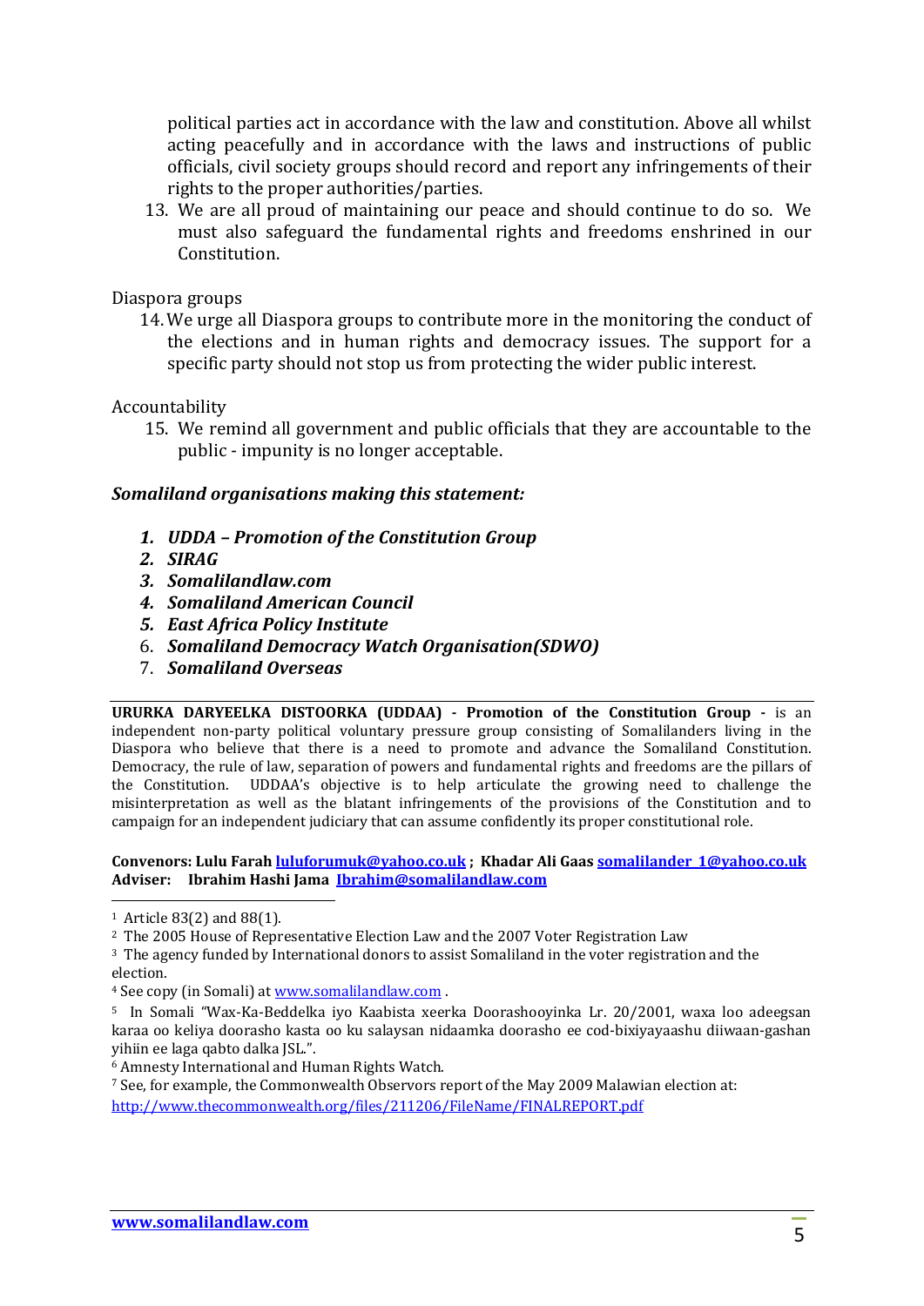political parties act in accordance with the law and constitution. Above all whilst acting peacefully and in accordance with the laws and instructions of public officials, civil society groups should record and report any infringements of their rights to the proper authorities/parties.

13. We are all proud of maintaining our peace and should continue to do so. We must also safeguard the fundamental rights and freedoms enshrined in our Constitution.

Diaspora groups

14. We urge all Diaspora groups to contribute more in the monitoring the conduct of the elections and in human rights and democracy issues. The support for a specific party should not stop us from protecting the wider public interest.

Accountability

15. We remind all government and public officials that they are accountable to the public - impunity is no longer acceptable.

***Somaliland organisations making this statement:***

1. ***UDDA – Promotion of the Constitution Group***
2. ***SIRAG***
3. ***Somalilandlaw.com***
4. ***Somaliland American Council***
5. ***East Africa Policy Institute***
6. ***Somaliland Democracy Watch Organisation(SDWO)***
7. ***Somaliland Overseas***

---

**URURKA DARYEELKA DISTOORKA (UDDAA) - Promotion of the Constitution Group -** is an independent non-party political voluntary pressure group consisting of Somalilanders living in the Diaspora who believe that there is a need to promote and advance the Somaliland Constitution. Democracy, the rule of law, separation of powers and fundamental rights and freedoms are the pillars of the Constitution. UDDAA's objective is to help articulate the growing need to challenge the misinterpretation as well as the blatant infringements of the provisions of the Constitution and to campaign for an independent judiciary that can assume confidently its proper constitutional role.

**Convenors: Lulu Farah luluforumuk@yahoo.co.uk ; Khadar Ali Gaas somalilander_1@yahoo.co.uk**
**Adviser: Ibrahim Hashi Jama Ibrahim@somalilandlaw.com**

---

[1] Article 83(2) and 88(1).

[2] The 2005 House of Representative Election Law and the 2007 Voter Registration Law

[3] The agency funded by International donors to assist Somaliland in the voter registration and the election.

[4] See copy (in Somali) at www.somalilandlaw.com .

[5] In Somali "Wax-Ka-Beddelka iyo Kaabista xeerka Doorashooyinka Lr. 20/2001, waxa loo adeegsan karaa oo keliya doorasho kasta oo ku salaysan nidaamka doorasho ee cod-bixiyayaashu diiwaan-gashan yihiin ee laga qabto dalka JSL.".

[6] Amnesty International and Human Rights Watch.

[7] See, for example, the Commonwealth Observors report of the May 2009 Malawian election at: http://www.thecommonwealth.org/files/211206/FileName/FINALREPORT.pdf